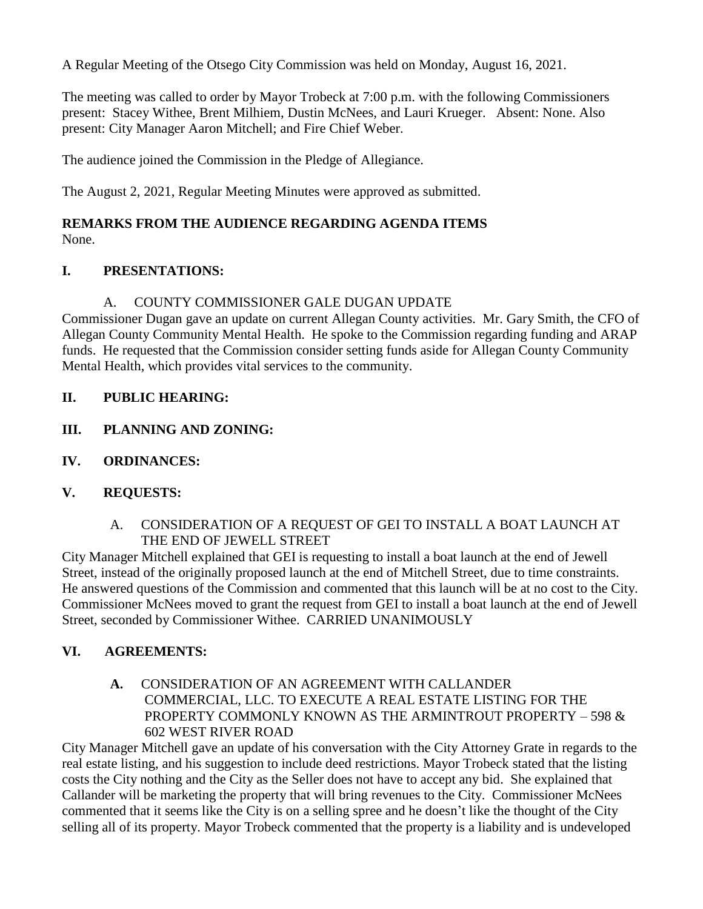A Regular Meeting of the Otsego City Commission was held on Monday, August 16, 2021.

The meeting was called to order by Mayor Trobeck at 7:00 p.m. with the following Commissioners present: Stacey Withee, Brent Milhiem, Dustin McNees, and Lauri Krueger. Absent: None. Also present: City Manager Aaron Mitchell; and Fire Chief Weber.

The audience joined the Commission in the Pledge of Allegiance.

The August 2, 2021, Regular Meeting Minutes were approved as submitted.

**REMARKS FROM THE AUDIENCE REGARDING AGENDA ITEMS**
None.

## I. PRESENTATIONS:

A. COUNTY COMMISSIONER GALE DUGAN UPDATE

Commissioner Dugan gave an update on current Allegan County activities. Mr. Gary Smith, the CFO of Allegan County Community Mental Health. He spoke to the Commission regarding funding and ARAP funds. He requested that the Commission consider setting funds aside for Allegan County Community Mental Health, which provides vital services to the community.

## II. PUBLIC HEARING:

## III. PLANNING AND ZONING:

## IV. ORDINANCES:

## V. REQUESTS:

A. CONSIDERATION OF A REQUEST OF GEI TO INSTALL A BOAT LAUNCH AT THE END OF JEWELL STREET

City Manager Mitchell explained that GEI is requesting to install a boat launch at the end of Jewell Street, instead of the originally proposed launch at the end of Mitchell Street, due to time constraints. He answered questions of the Commission and commented that this launch will be at no cost to the City. Commissioner McNees moved to grant the request from GEI to install a boat launch at the end of Jewell Street, seconded by Commissioner Withee. CARRIED UNANIMOUSLY

## VI. AGREEMENTS:

**A.** CONSIDERATION OF AN AGREEMENT WITH CALLANDER COMMERCIAL, LLC. TO EXECUTE A REAL ESTATE LISTING FOR THE PROPERTY COMMONLY KNOWN AS THE ARMINTROUT PROPERTY – 598 & 602 WEST RIVER ROAD

City Manager Mitchell gave an update of his conversation with the City Attorney Grate in regards to the real estate listing, and his suggestion to include deed restrictions. Mayor Trobeck stated that the listing costs the City nothing and the City as the Seller does not have to accept any bid. She explained that Callander will be marketing the property that will bring revenues to the City. Commissioner McNees commented that it seems like the City is on a selling spree and he doesn't like the thought of the City selling all of its property. Mayor Trobeck commented that the property is a liability and is undeveloped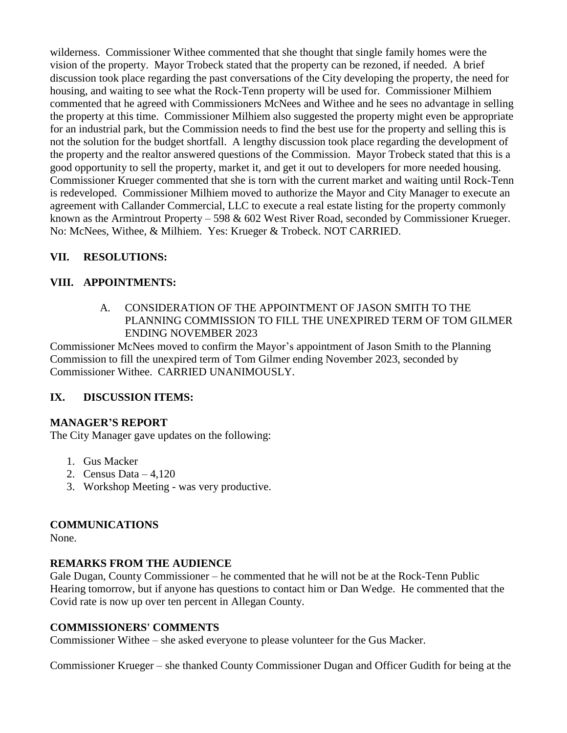wilderness. Commissioner Withee commented that she thought that single family homes were the vision of the property. Mayor Trobeck stated that the property can be rezoned, if needed. A brief discussion took place regarding the past conversations of the City developing the property, the need for housing, and waiting to see what the Rock-Tenn property will be used for. Commissioner Milhiem commented that he agreed with Commissioners McNees and Withee and he sees no advantage in selling the property at this time. Commissioner Milhiem also suggested the property might even be appropriate for an industrial park, but the Commission needs to find the best use for the property and selling this is not the solution for the budget shortfall. A lengthy discussion took place regarding the development of the property and the realtor answered questions of the Commission. Mayor Trobeck stated that this is a good opportunity to sell the property, market it, and get it out to developers for more needed housing. Commissioner Krueger commented that she is torn with the current market and waiting until Rock-Tenn is redeveloped. Commissioner Milhiem moved to authorize the Mayor and City Manager to execute an agreement with Callander Commercial, LLC to execute a real estate listing for the property commonly known as the Armintrout Property – 598 & 602 West River Road, seconded by Commissioner Krueger. No: McNees, Withee, & Milhiem. Yes: Krueger & Trobeck. NOT CARRIED.

## VII. RESOLUTIONS:

## VIII. APPOINTMENTS:

A. CONSIDERATION OF THE APPOINTMENT OF JASON SMITH TO THE PLANNING COMMISSION TO FILL THE UNEXPIRED TERM OF TOM GILMER ENDING NOVEMBER 2023

Commissioner McNees moved to confirm the Mayor's appointment of Jason Smith to the Planning Commission to fill the unexpired term of Tom Gilmer ending November 2023, seconded by Commissioner Withee. CARRIED UNANIMOUSLY.

## IX. DISCUSSION ITEMS:

### MANAGER'S REPORT

The City Manager gave updates on the following:

1. Gus Macker
2. Census Data – 4,120
3. Workshop Meeting - was very productive.

### COMMUNICATIONS

None.

### REMARKS FROM THE AUDIENCE

Gale Dugan, County Commissioner – he commented that he will not be at the Rock-Tenn Public Hearing tomorrow, but if anyone has questions to contact him or Dan Wedge. He commented that the Covid rate is now up over ten percent in Allegan County.

### COMMISSIONERS' COMMENTS

Commissioner Withee – she asked everyone to please volunteer for the Gus Macker.

Commissioner Krueger – she thanked County Commissioner Dugan and Officer Gudith for being at the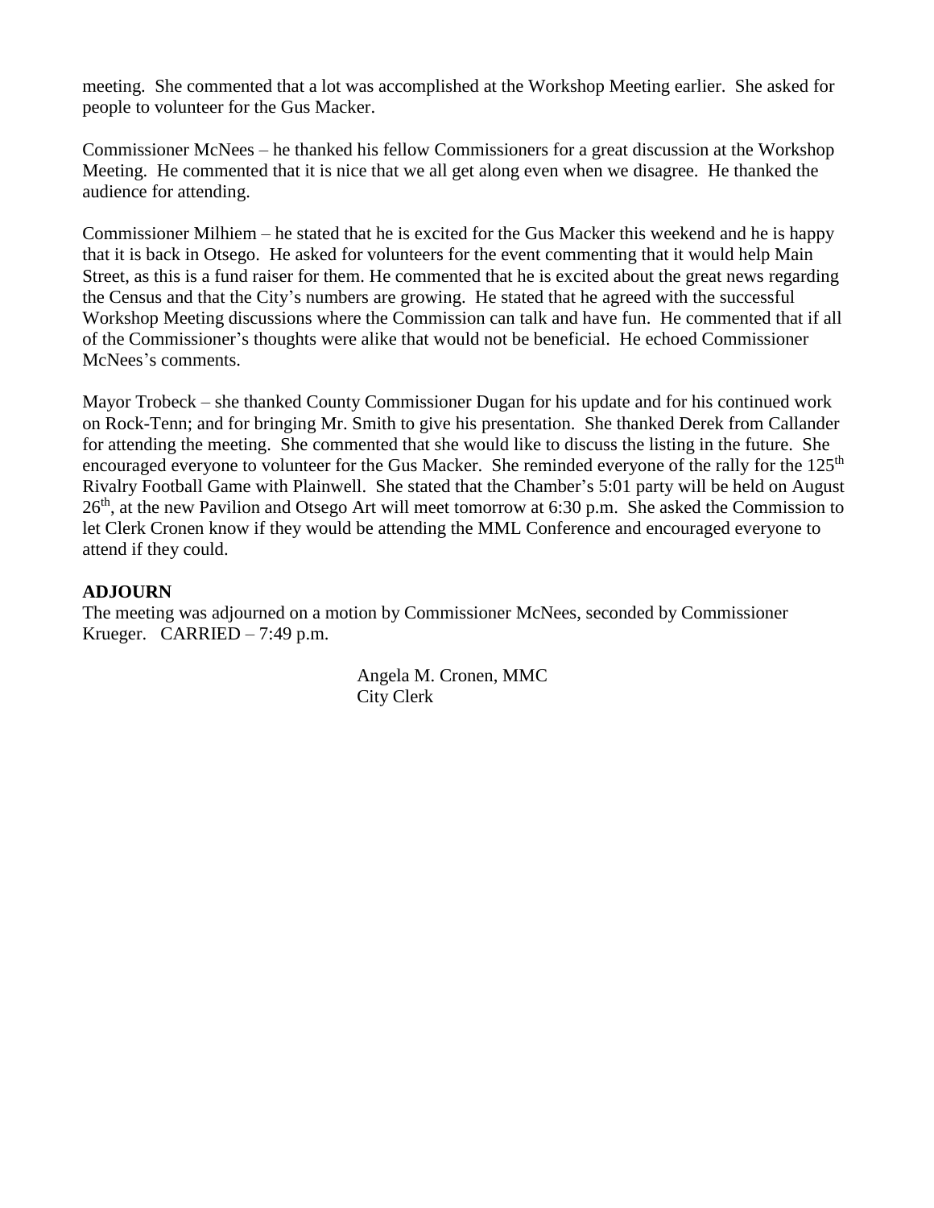meeting. She commented that a lot was accomplished at the Workshop Meeting earlier. She asked for people to volunteer for the Gus Macker.

Commissioner McNees – he thanked his fellow Commissioners for a great discussion at the Workshop Meeting. He commented that it is nice that we all get along even when we disagree. He thanked the audience for attending.

Commissioner Milhiem – he stated that he is excited for the Gus Macker this weekend and he is happy that it is back in Otsego. He asked for volunteers for the event commenting that it would help Main Street, as this is a fund raiser for them. He commented that he is excited about the great news regarding the Census and that the City's numbers are growing. He stated that he agreed with the successful Workshop Meeting discussions where the Commission can talk and have fun. He commented that if all of the Commissioner's thoughts were alike that would not be beneficial. He echoed Commissioner McNees's comments.

Mayor Trobeck – she thanked County Commissioner Dugan for his update and for his continued work on Rock-Tenn; and for bringing Mr. Smith to give his presentation. She thanked Derek from Callander for attending the meeting. She commented that she would like to discuss the listing in the future. She encouraged everyone to volunteer for the Gus Macker. She reminded everyone of the rally for the 125th Rivalry Football Game with Plainwell. She stated that the Chamber's 5:01 party will be held on August 26th, at the new Pavilion and Otsego Art will meet tomorrow at 6:30 p.m. She asked the Commission to let Clerk Cronen know if they would be attending the MML Conference and encouraged everyone to attend if they could.

**ADJOURN**

The meeting was adjourned on a motion by Commissioner McNees, seconded by Commissioner Krueger. CARRIED – 7:49 p.m.

Angela M. Cronen, MMC
City Clerk